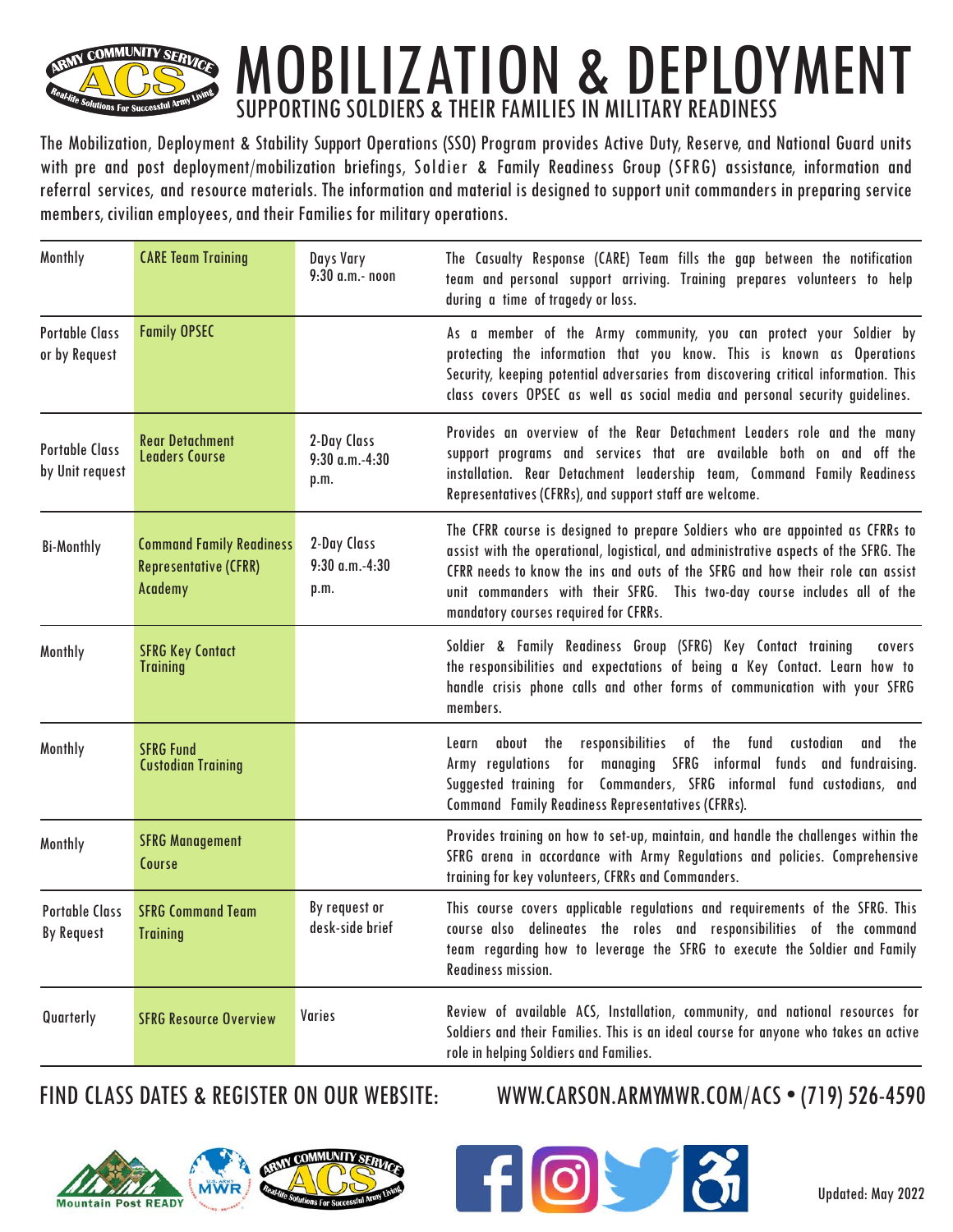# MOBILIZATION & DEPLOYMENT

## SUPPORTING SOLDIERS & THEIR FAMILIES IN MILITARY READINESS

The Mobilization, Deployment & Stability Support Operations (SSO) Program provides Active Duty, Reserve, and National Guard units with pre and post deployment/mobilization briefings, Soldier & Family Readiness Group (SFRG) assistance, information and referral services, and resource materials. The information and material is designed to support unit commanders in preparing service members, civilian employees, and their Families for military operations.

| Frequency | Course | Schedule | Description |
|---|---|---|---|
| Monthly | CARE Team Training | Days Vary 9:30 a.m.- noon | The Casualty Response (CARE) Team fills the gap between the notification team and personal support arriving. Training prepares volunteers to help during a time of tragedy or loss. |
| Portable Class or by Request | Family OPSEC | | As a member of the Army community, you can protect your Soldier by protecting the information that you know. This is known as Operations Security, keeping potential adversaries from discovering critical information. This class covers OPSEC as well as social media and personal security guidelines. |
| Portable Class by Unit request | Rear Detachment Leaders Course | 2-Day Class 9:30 a.m.-4:30 p.m. | Provides an overview of the Rear Detachment Leaders role and the many support programs and services that are available both on and off the installation. Rear Detachment leadership team, Command Family Readiness Representatives (CFRRs), and support staff are welcome. |
| Bi-Monthly | Command Family Readiness Representative (CFRR) Academy | 2-Day Class 9:30 a.m.-4:30 p.m. | The CFRR course is designed to prepare Soldiers who are appointed as CFRRs to assist with the operational, logistical, and administrative aspects of the SFRG. The CFRR needs to know the ins and outs of the SFRG and how their role can assist unit commanders with their SFRG. This two-day course includes all of the mandatory courses required for CFRRs. |
| Monthly | SFRG Key Contact Training | | Soldier & Family Readiness Group (SFRG) Key Contact training covers the responsibilities and expectations of being a Key Contact. Learn how to handle crisis phone calls and other forms of communication with your SFRG members. |
| Monthly | SFRG Fund Custodian Training | | Learn about the responsibilities of the fund custodian and the Army regulations for managing SFRG informal funds and fundraising. Suggested training for Commanders, SFRG informal fund custodians, and Command Family Readiness Representatives (CFRRs). |
| Monthly | SFRG Management Course | | Provides training on how to set-up, maintain, and handle the challenges within the SFRG arena in accordance with Army Regulations and policies. Comprehensive training for key volunteers, CFRRs and Commanders. |
| Portable Class By Request | SFRG Command Team Training | By request or desk-side brief | This course covers applicable regulations and requirements of the SFRG. This course also delineates the roles and responsibilities of the command team regarding how to leverage the SFRG to execute the Soldier and Family Readiness mission. |
| Quarterly | SFRG Resource Overview | Varies | Review of available ACS, Installation, community, and national resources for Soldiers and their Families. This is an ideal course for anyone who takes an active role in helping Soldiers and Families. |

FIND CLASS DATES & REGISTER ON OUR WEBSITE: WWW.CARSON.ARMYMWR.COM/ACS • (719) 526-4590

Updated: May 2022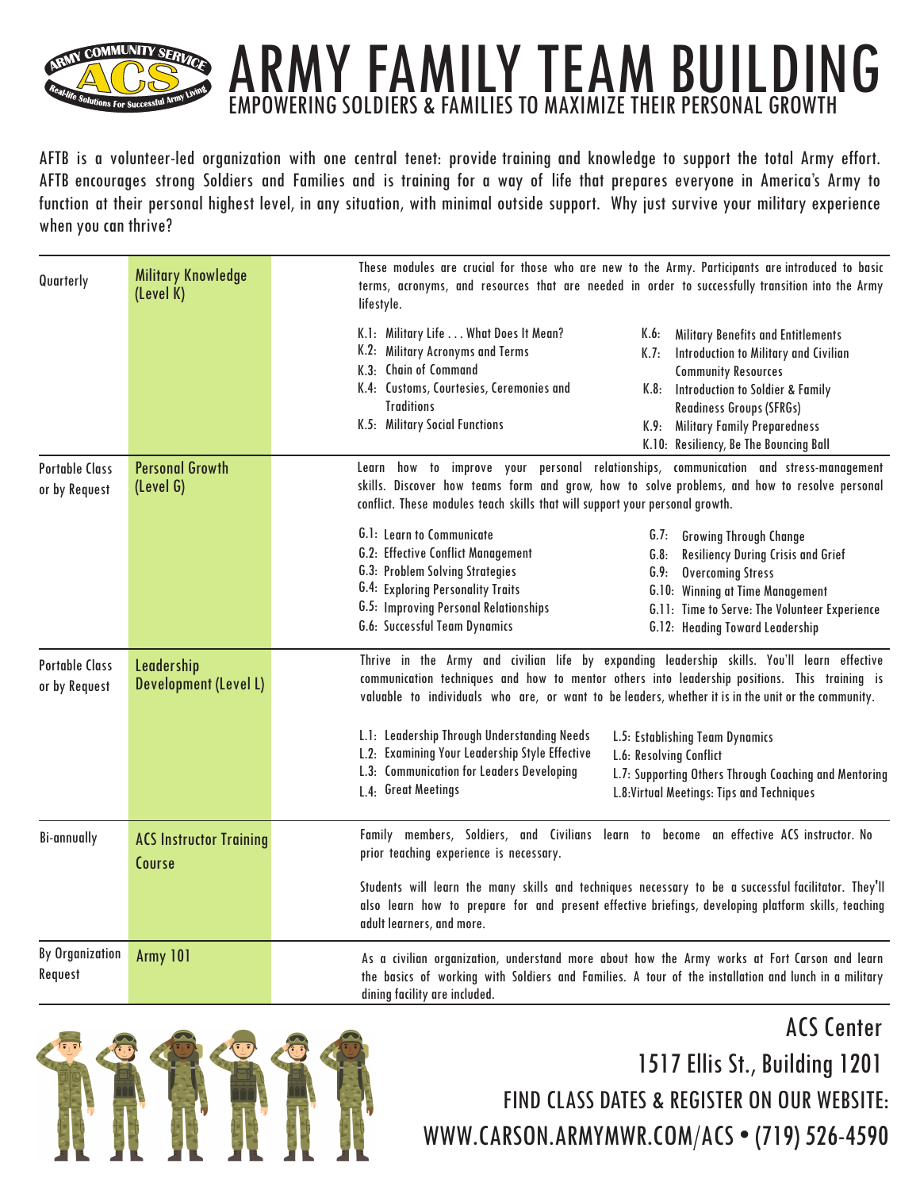# ARMY FAMILY TEAM BUILDING

## EMPOWERING SOLDIERS & FAMILIES TO MAXIMIZE THEIR PERSONAL GROWTH

AFTB is a volunteer-led organization with one central tenet: provide training and knowledge to support the total Army effort. AFTB encourages strong Soldiers and Families and is training for a way of life that prepares everyone in America's Army to function at their personal highest level, in any situation, with minimal outside support. Why just survive your military experience when you can thrive?

| | | |
|---|---|---|
| Quarterly | Military Knowledge (Level K) | These modules are crucial for those who are new to the Army. Participants are introduced to basic terms, acronyms, and resources that are needed in order to successfully transition into the Army lifestyle.<br><br>K.1: Military Life . . . What Does It Mean?<br>K.2: Military Acronyms and Terms<br>K.3: Chain of Command<br>K.4: Customs, Courtesies, Ceremonies and Traditions<br>K.5: Military Social Functions<br>K.6: Military Benefits and Entitlements<br>K.7: Introduction to Military and Civilian Community Resources<br>K.8: Introduction to Soldier & Family Readiness Groups (SFRGs)<br>K.9: Military Family Preparedness<br>K.10: Resiliency, Be The Bouncing Ball |
| Portable Class or by Request | Personal Growth (Level G) | Learn how to improve your personal relationships, communication and stress-management skills. Discover how teams form and grow, how to solve problems, and how to resolve personal conflict. These modules teach skills that will support your personal growth.<br><br>G.1: Learn to Communicate<br>G.2: Effective Conflict Management<br>G.3: Problem Solving Strategies<br>G.4: Exploring Personality Traits<br>G.5: Improving Personal Relationships<br>G.6: Successful Team Dynamics<br>G.7: Growing Through Change<br>G.8: Resiliency During Crisis and Grief<br>G.9: Overcoming Stress<br>G.10: Winning at Time Management<br>G.11: Time to Serve: The Volunteer Experience<br>G.12: Heading Toward Leadership |
| Portable Class or by Request | Leadership Development (Level L) | Thrive in the Army and civilian life by expanding leadership skills. You'll learn effective communication techniques and how to mentor others into leadership positions. This training is valuable to individuals who are, or want to be leaders, whether it is in the unit or the community.<br><br>L.1: Leadership Through Understanding Needs<br>L.2: Examining Your Leadership Style Effective<br>L.3: Communication for Leaders Developing<br>L.4: Great Meetings<br>L.5: Establishing Team Dynamics<br>L.6: Resolving Conflict<br>L.7: Supporting Others Through Coaching and Mentoring<br>L.8:Virtual Meetings: Tips and Techniques |
| Bi-annually | ACS Instructor Training Course | Family members, Soldiers, and Civilians learn to become an effective ACS instructor. No prior teaching experience is necessary.<br><br>Students will learn the many skills and techniques necessary to be a successful facilitator. They'll also learn how to prepare for and present effective briefings, developing platform skills, teaching adult learners, and more. |
| By Organization Request | Army 101 | As a civilian organization, understand more about how the Army works at Fort Carson and learn the basics of working with Soldiers and Families. A tour of the installation and lunch in a military dining facility are included. |

ACS Center

1517 Ellis St., Building 1201

FIND CLASS DATES & REGISTER ON OUR WEBSITE:

WWW.CARSON.ARMYMWR.COM/ACS • (719) 526-4590